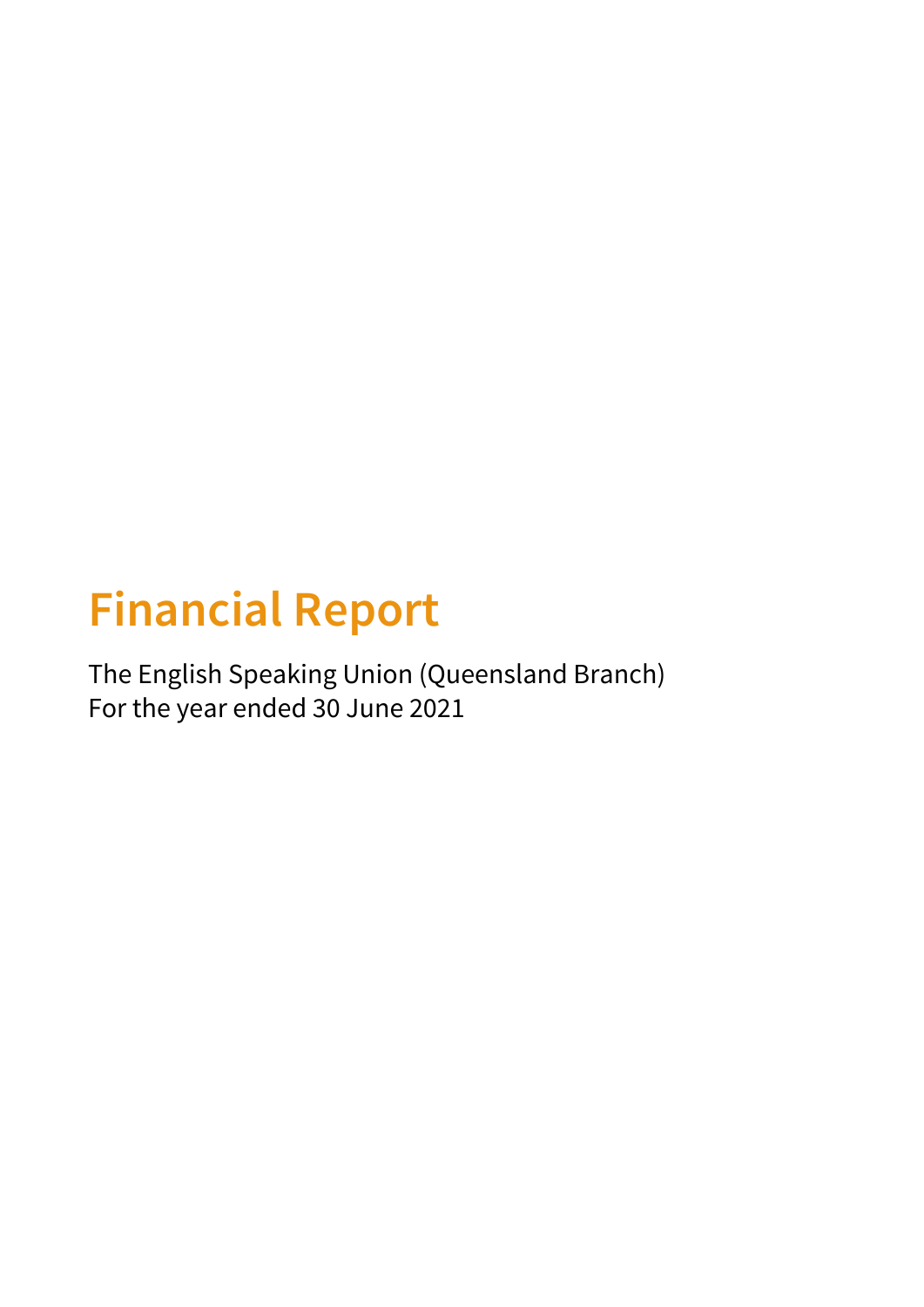# Financial Report

The English Speaking Union (Queensland Branch)
For the year ended 30 June 2021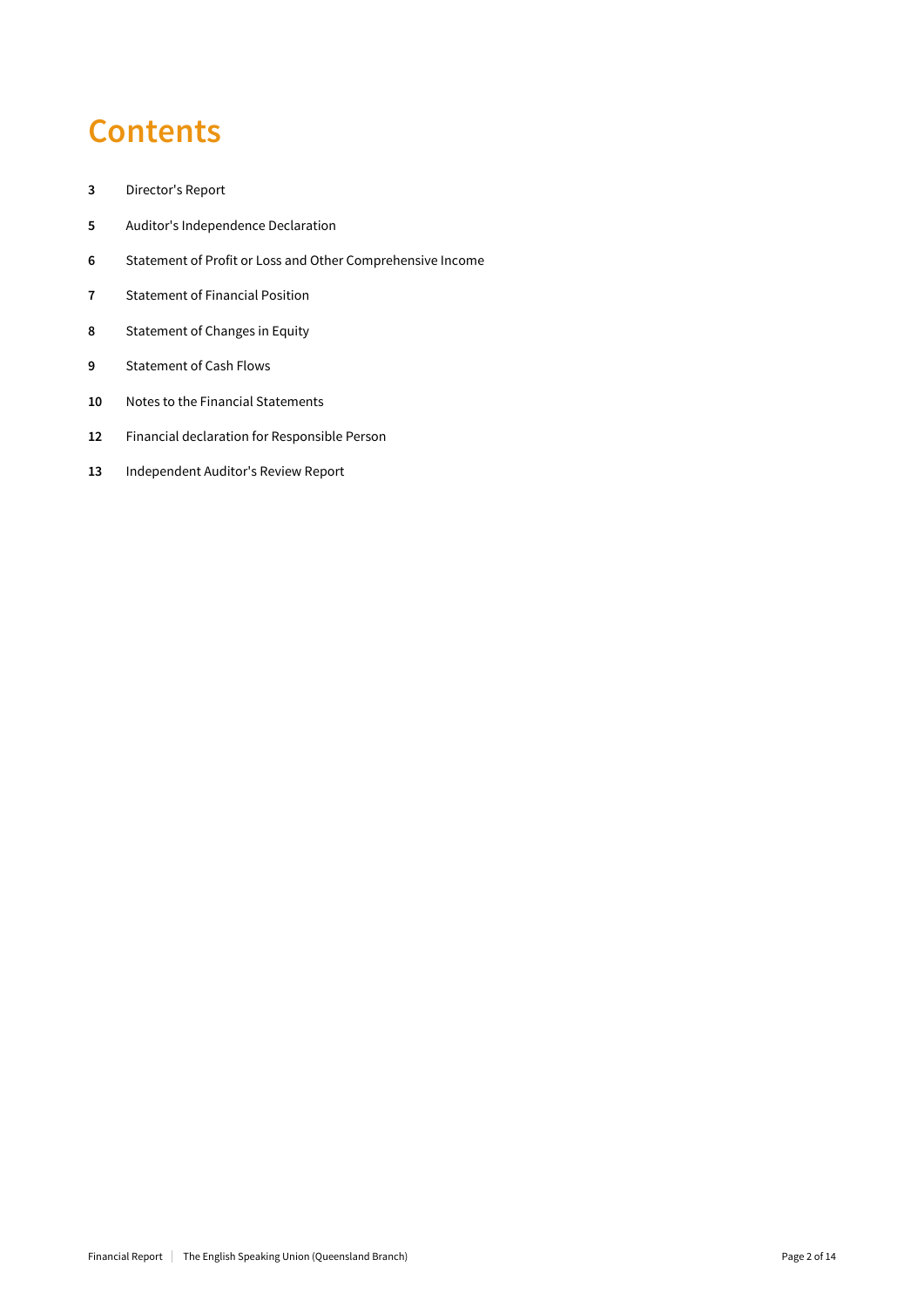# Contents

| | |
|---|---|
| **3** | Director's Report |
| **5** | Auditor's Independence Declaration |
| **6** | Statement of Profit or Loss and Other Comprehensive Income |
| **7** | Statement of Financial Position |
| **8** | Statement of Changes in Equity |
| **9** | Statement of Cash Flows |
| **10** | Notes to the Financial Statements |
| **12** | Financial declaration for Responsible Person |
| **13** | Independent Auditor's Review Report |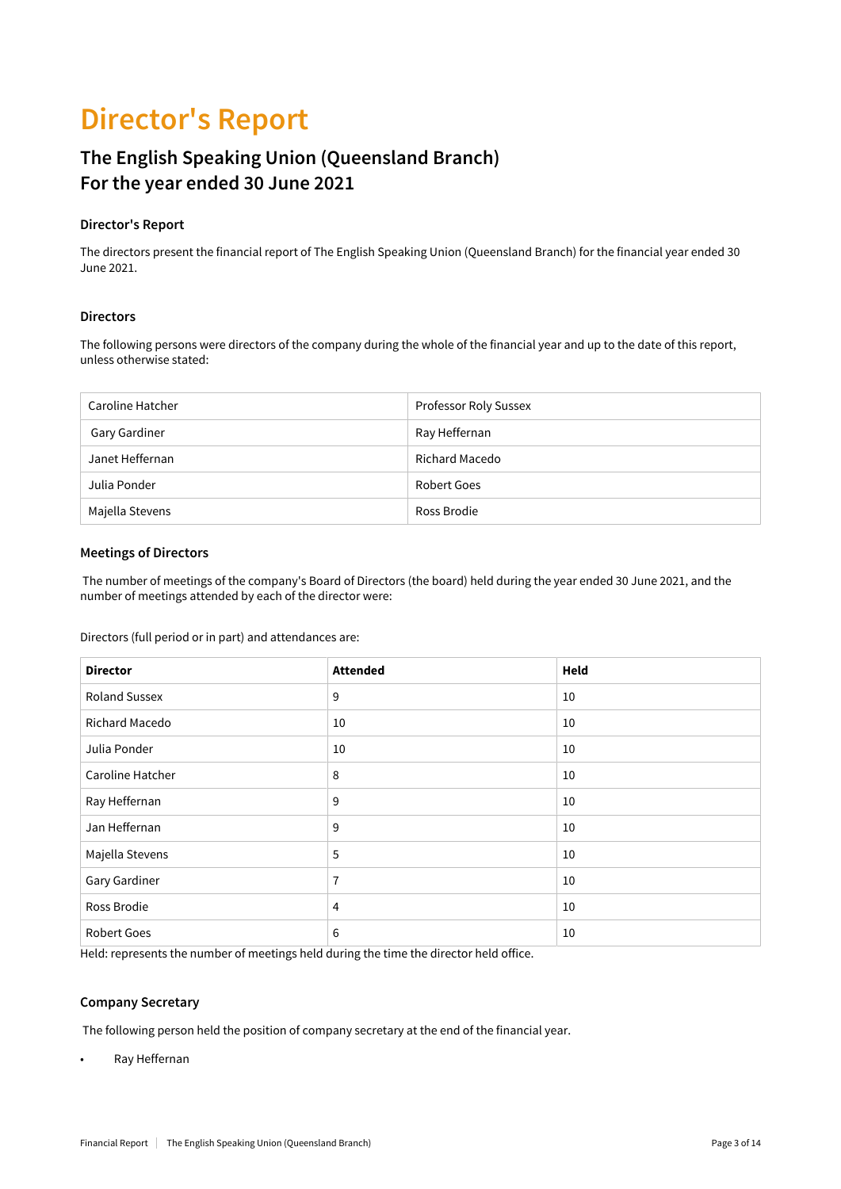# Director's Report

## The English Speaking Union (Queensland Branch)
## For the year ended 30 June 2021

### Director's Report

The directors present the financial report of The English Speaking Union (Queensland Branch) for the financial year ended 30 June 2021.

### Directors

The following persons were directors of the company during the whole of the financial year and up to the date of this report, unless otherwise stated:

| | |
|---|---|
| Caroline Hatcher | Professor Roly Sussex |
| Gary Gardiner | Ray Heffernan |
| Janet Heffernan | Richard Macedo |
| Julia Ponder | Robert Goes |
| Majella Stevens | Ross Brodie |

### Meetings of Directors

The number of meetings of the company's Board of Directors (the board) held during the year ended 30 June 2021, and the number of meetings attended by each of the director were:

Directors (full period or in part) and attendances are:

| Director | Attended | Held |
|---|---|---|
| Roland Sussex | 9 | 10 |
| Richard Macedo | 10 | 10 |
| Julia Ponder | 10 | 10 |
| Caroline Hatcher | 8 | 10 |
| Ray Heffernan | 9 | 10 |
| Jan Heffernan | 9 | 10 |
| Majella Stevens | 5 | 10 |
| Gary Gardiner | 7 | 10 |
| Ross Brodie | 4 | 10 |
| Robert Goes | 6 | 10 |

Held: represents the number of meetings held during the time the director held office.

### Company Secretary

The following person held the position of company secretary at the end of the financial year.

- Ray Heffernan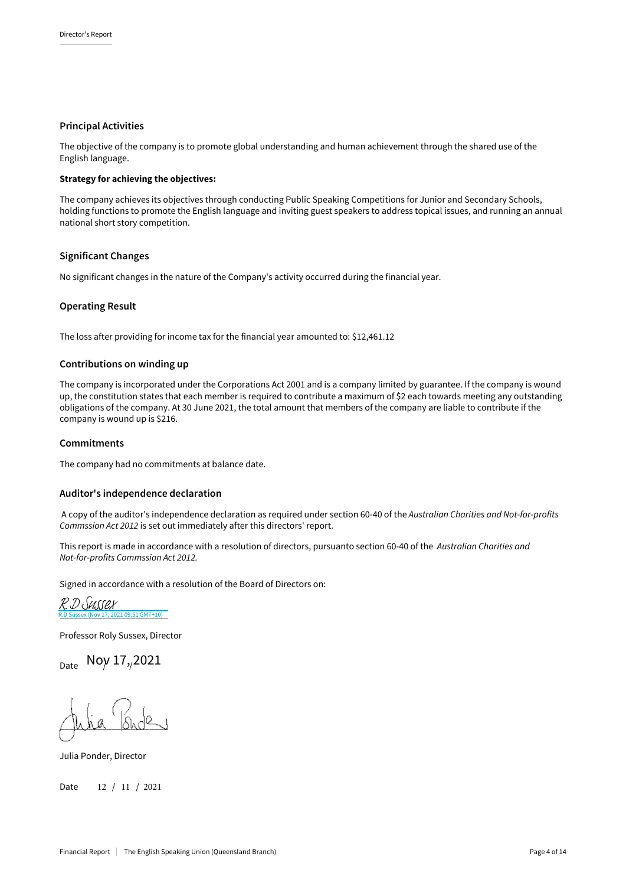## Principal Activities

The objective of the company is to promote global understanding and human achievement through the shared use of the English language.

**Strategy for achieving the objectives:**

The company achieves its objectives through conducting Public Speaking Competitions for Junior and Secondary Schools, holding functions to promote the English language and inviting guest speakers to address topical issues, and running an annual national short story competition.

## Significant Changes

No significant changes in the nature of the Company's activity occurred during the financial year.

## Operating Result

The loss after providing for income tax for the financial year amounted to: $12,461.12

## Contributions on winding up

The company is incorporated under the Corporations Act 2001 and is a company limited by guarantee. If the company is wound up, the constitution states that each member is required to contribute a maximum of $2 each towards meeting any outstanding obligations of the company. At 30 June 2021, the total amount that members of the company are liable to contribute if the company is wound up is $216.

## Commitments

The company had no commitments at balance date.

## Auditor's independence declaration

A copy of the auditor's independence declaration as required under section 60-40 of the *Australian Charities and Not-for-profits Commssion Act 2012* is set out immediately after this directors' report.

This report is made in accordance with a resolution of directors, pursuanto section 60-40 of the *Australian Charities and Not-for-profits Commssion Act 2012.*

Signed in accordance with a resolution of the Board of Directors on:

R.D Sussex
R.D Sussex (Nov 17, 2021 09:51 GMT+10)

Professor Roly Sussex, Director

Date Nov 17, 2021

Julia Ponder, Director

Date 12 / 11 / 2021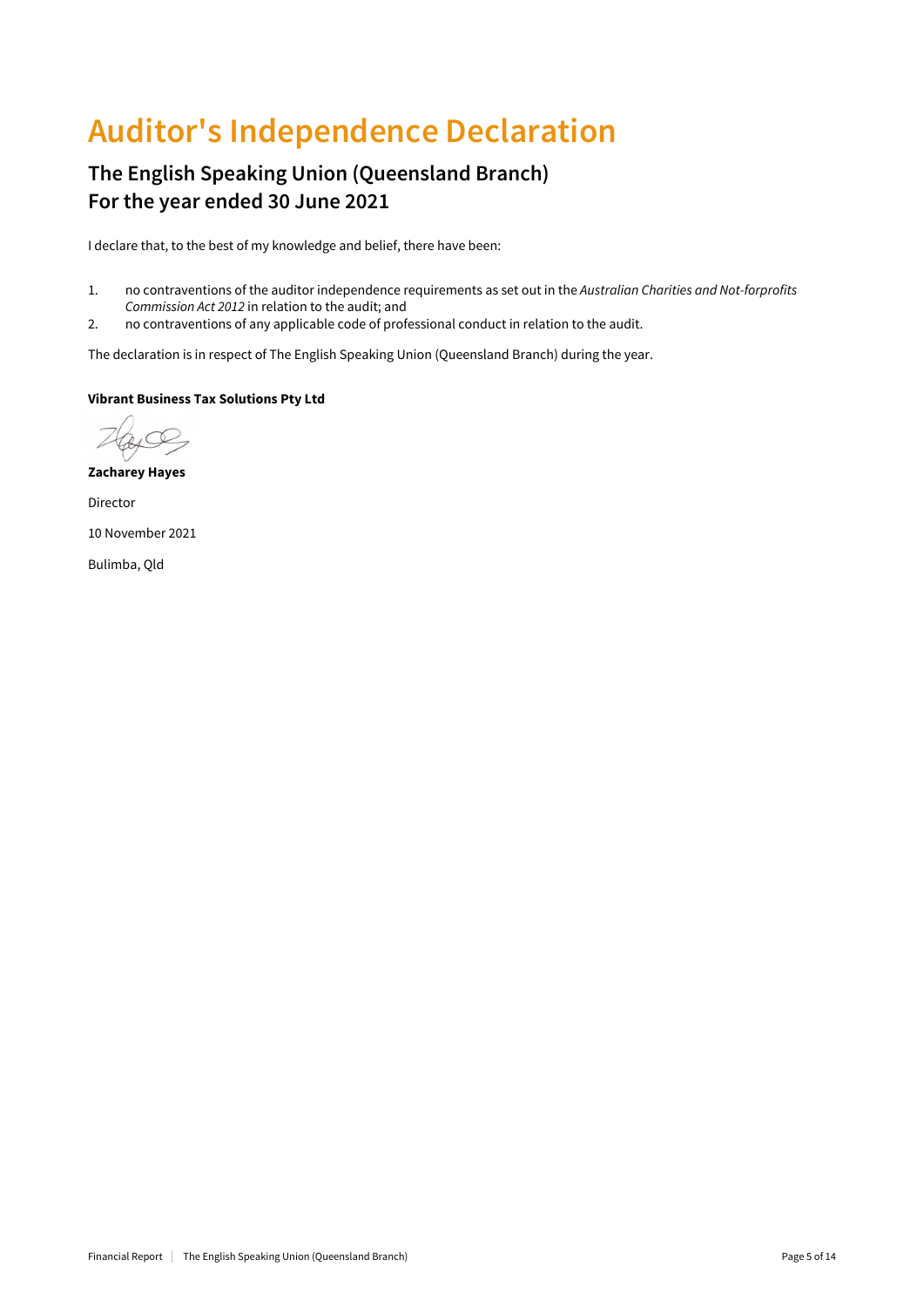# Auditor's Independence Declaration

## The English Speaking Union (Queensland Branch)
## For the year ended 30 June 2021

I declare that, to the best of my knowledge and belief, there have been:

1. no contraventions of the auditor independence requirements as set out in the *Australian Charities and Not-forprofits Commission Act 2012* in relation to the audit; and
2. no contraventions of any applicable code of professional conduct in relation to the audit.

The declaration is in respect of The English Speaking Union (Queensland Branch) during the year.

**Vibrant Business Tax Solutions Pty Ltd**

**Zacharey Hayes**

Director

10 November 2021

Bulimba, Qld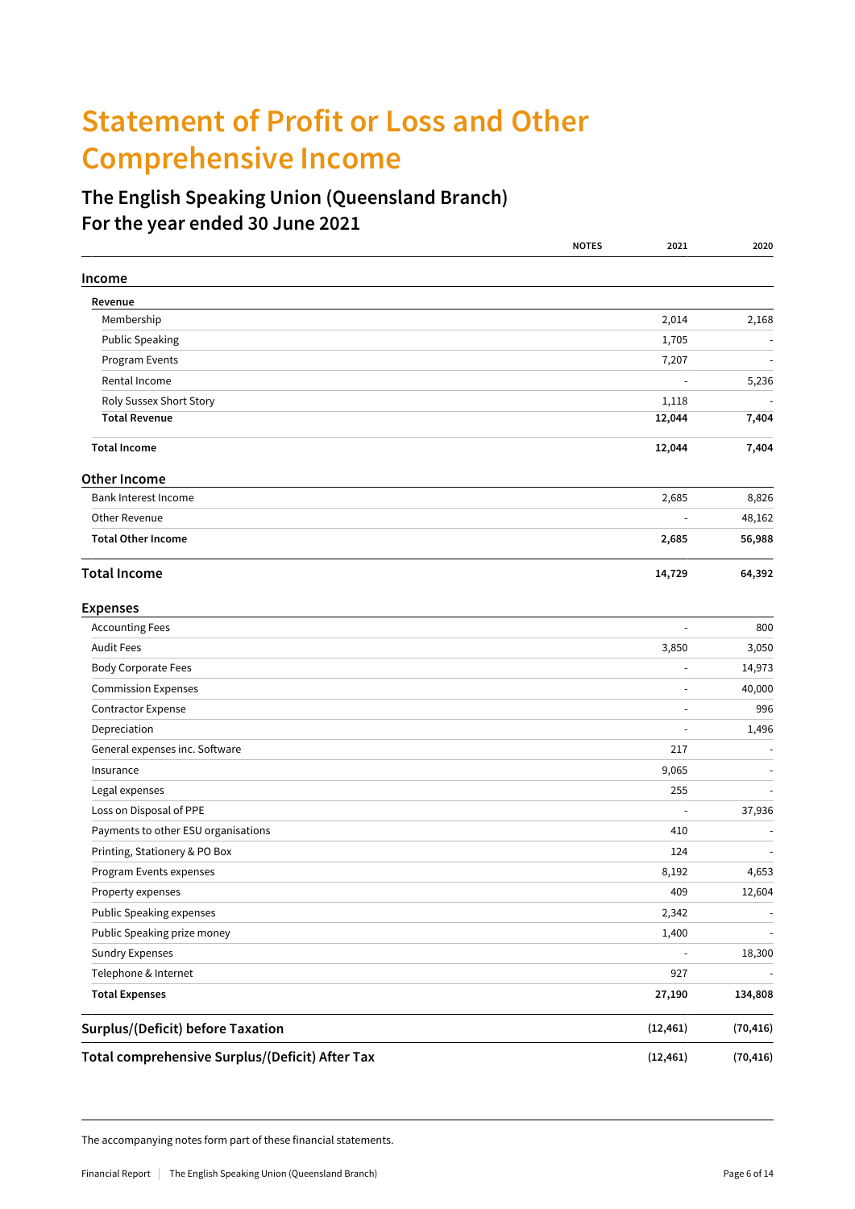# Statement of Profit or Loss and Other Comprehensive Income

## The English Speaking Union (Queensland Branch)
## For the year ended 30 June 2021

| | NOTES | 2021 | 2020 |
|---|---|---|---|
| **Income** | | | |
| **Revenue** | | | |
| Membership | | 2,014 | 2,168 |
| Public Speaking | | 1,705 | - |
| Program Events | | 7,207 | - |
| Rental Income | | - | 5,236 |
| Roly Sussex Short Story | | 1,118 | - |
| **Total Revenue** | | **12,044** | **7,404** |
| **Total Income** | | **12,044** | **7,404** |
| **Other Income** | | | |
| Bank Interest Income | | 2,685 | 8,826 |
| Other Revenue | | - | 48,162 |
| **Total Other Income** | | **2,685** | **56,988** |
| **Total Income** | | **14,729** | **64,392** |
| **Expenses** | | | |
| Accounting Fees | | - | 800 |
| Audit Fees | | 3,850 | 3,050 |
| Body Corporate Fees | | - | 14,973 |
| Commission Expenses | | - | 40,000 |
| Contractor Expense | | - | 996 |
| Depreciation | | - | 1,496 |
| General expenses inc. Software | | 217 | - |
| Insurance | | 9,065 | - |
| Legal expenses | | 255 | - |
| Loss on Disposal of PPE | | - | 37,936 |
| Payments to other ESU organisations | | 410 | - |
| Printing, Stationery & PO Box | | 124 | - |
| Program Events expenses | | 8,192 | 4,653 |
| Property expenses | | 409 | 12,604 |
| Public Speaking expenses | | 2,342 | - |
| Public Speaking prize money | | 1,400 | - |
| Sundry Expenses | | - | 18,300 |
| Telephone & Internet | | 927 | - |
| **Total Expenses** | | **27,190** | **134,808** |
| **Surplus/(Deficit) before Taxation** | | **(12,461)** | **(70,416)** |
| **Total comprehensive Surplus/(Deficit) After Tax** | | **(12,461)** | **(70,416)** |

The accompanying notes form part of these financial statements.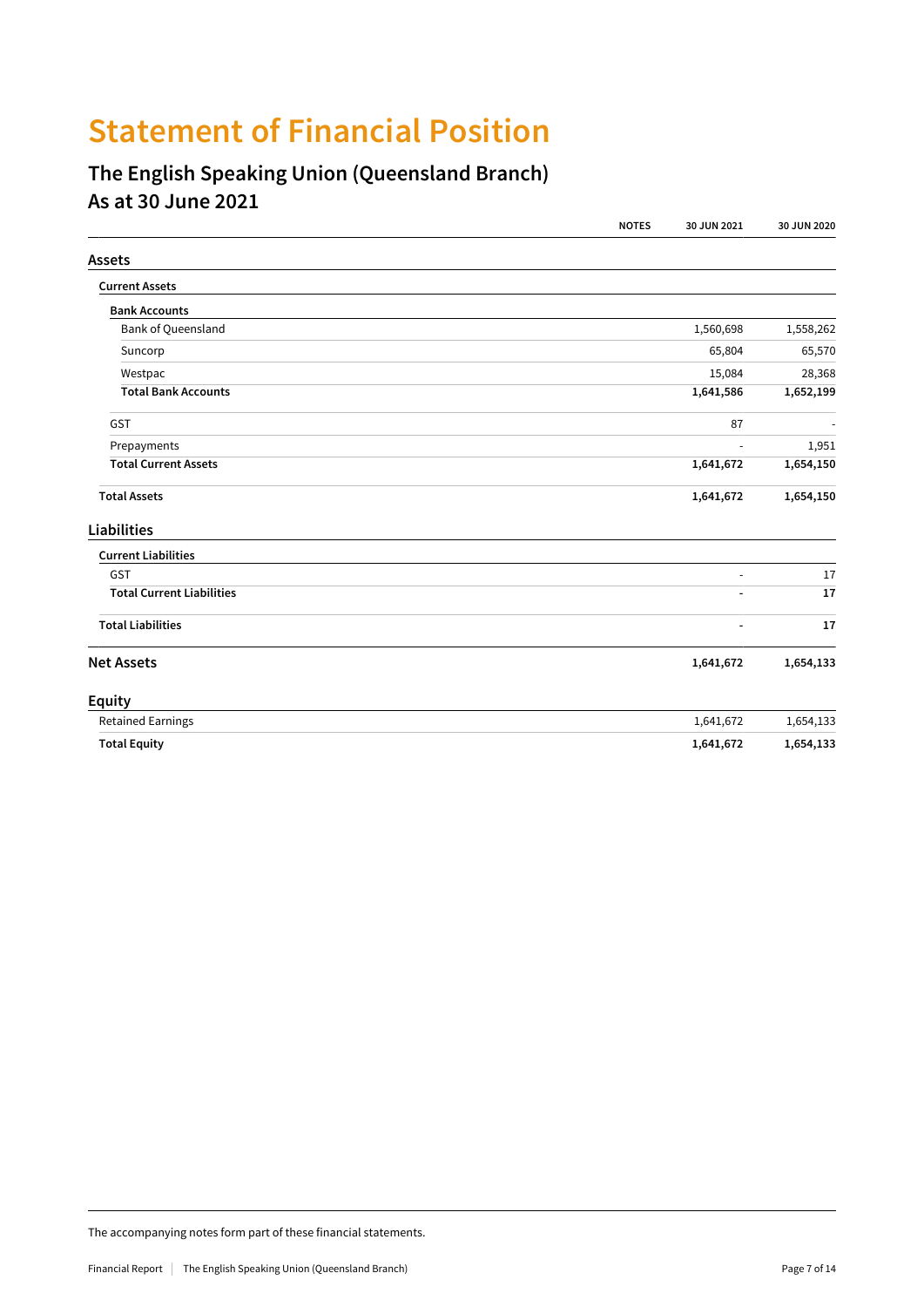# Statement of Financial Position

## The English Speaking Union (Queensland Branch)
## As at 30 June 2021

| | NOTES | 30 JUN 2021 | 30 JUN 2020 |
|---|---|---|---|
| **Assets** | | | |
| **Current Assets** | | | |
| **Bank Accounts** | | | |
| Bank of Queensland | | 1,560,698 | 1,558,262 |
| Suncorp | | 65,804 | 65,570 |
| Westpac | | 15,084 | 28,368 |
| **Total Bank Accounts** | | **1,641,586** | **1,652,199** |
| GST | | 87 | - |
| Prepayments | | - | 1,951 |
| **Total Current Assets** | | **1,641,672** | **1,654,150** |
| **Total Assets** | | **1,641,672** | **1,654,150** |
| **Liabilities** | | | |
| **Current Liabilities** | | | |
| GST | | - | 17 |
| **Total Current Liabilities** | | **-** | **17** |
| **Total Liabilities** | | **-** | **17** |
| **Net Assets** | | **1,641,672** | **1,654,133** |
| **Equity** | | | |
| Retained Earnings | | 1,641,672 | 1,654,133 |
| **Total Equity** | | **1,641,672** | **1,654,133** |

The accompanying notes form part of these financial statements.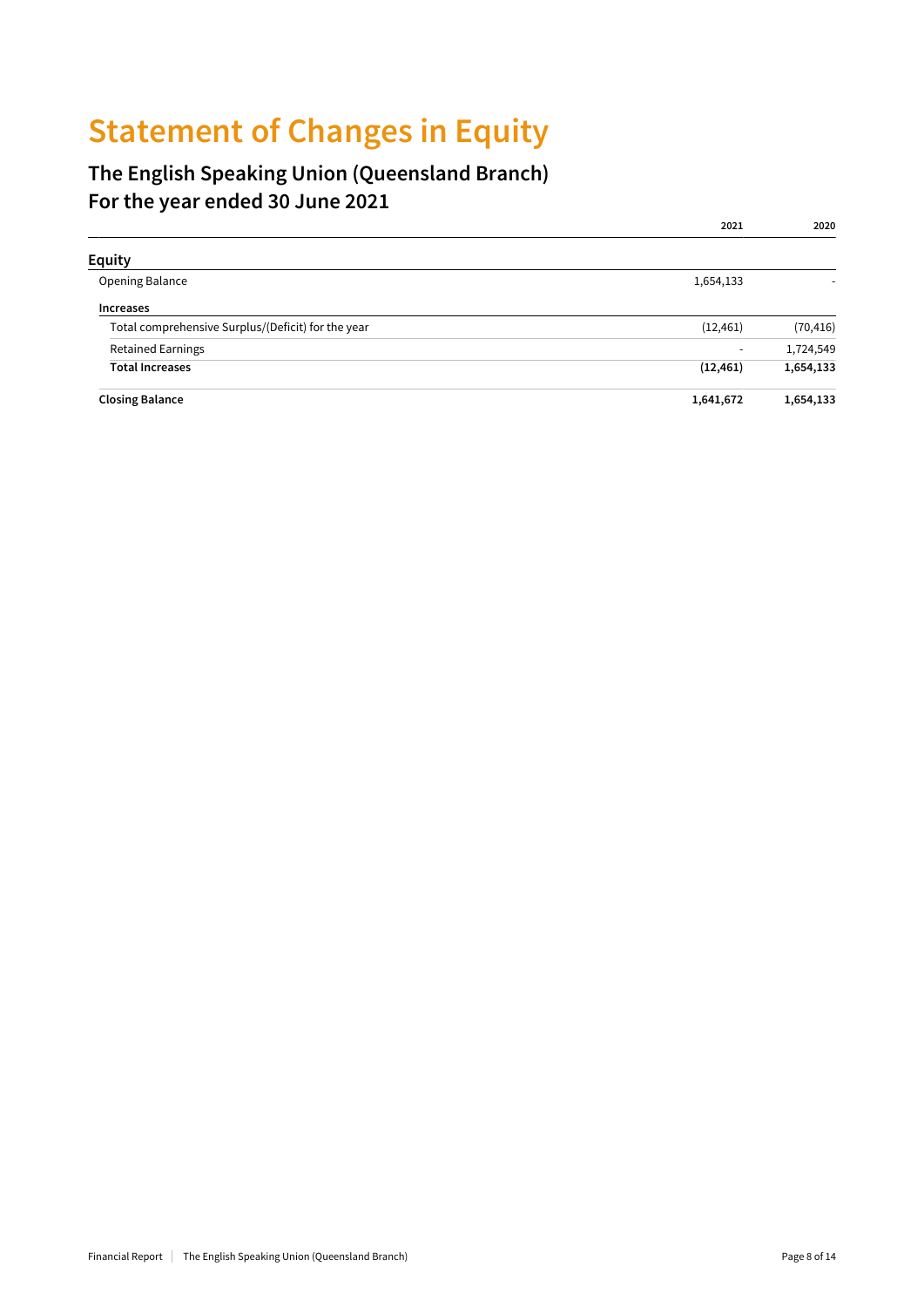# Statement of Changes in Equity

## The English Speaking Union (Queensland Branch)
## For the year ended 30 June 2021

| | 2021 | 2020 |
|---|---|---|
| **Equity** | | |
| Opening Balance | 1,654,133 | - |
| **Increases** | | |
| Total comprehensive Surplus/(Deficit) for the year | (12,461) | (70,416) |
| Retained Earnings | - | 1,724,549 |
| **Total Increases** | **(12,461)** | **1,654,133** |
| **Closing Balance** | **1,641,672** | **1,654,133** |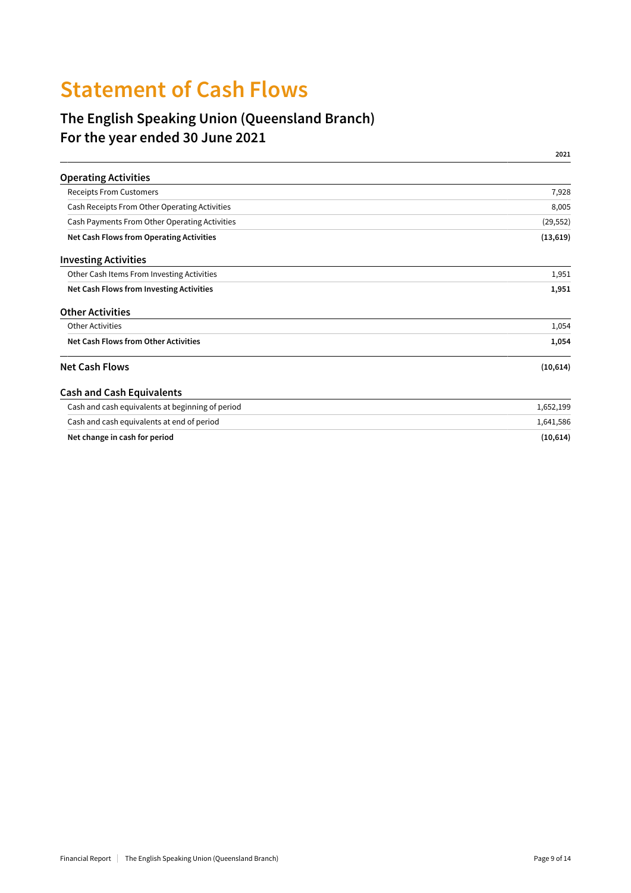# Statement of Cash Flows

## The English Speaking Union (Queensland Branch)
## For the year ended 30 June 2021

| | 2021 |
|---|---|
| **Operating Activities** | |
| Receipts From Customers | 7,928 |
| Cash Receipts From Other Operating Activities | 8,005 |
| Cash Payments From Other Operating Activities | (29,552) |
| **Net Cash Flows from Operating Activities** | **(13,619)** |
| **Investing Activities** | |
| Other Cash Items From Investing Activities | 1,951 |
| **Net Cash Flows from Investing Activities** | **1,951** |
| **Other Activities** | |
| Other Activities | 1,054 |
| **Net Cash Flows from Other Activities** | **1,054** |
| **Net Cash Flows** | **(10,614)** |
| **Cash and Cash Equivalents** | |
| Cash and cash equivalents at beginning of period | 1,652,199 |
| Cash and cash equivalents at end of period | 1,641,586 |
| **Net change in cash for period** | **(10,614)** |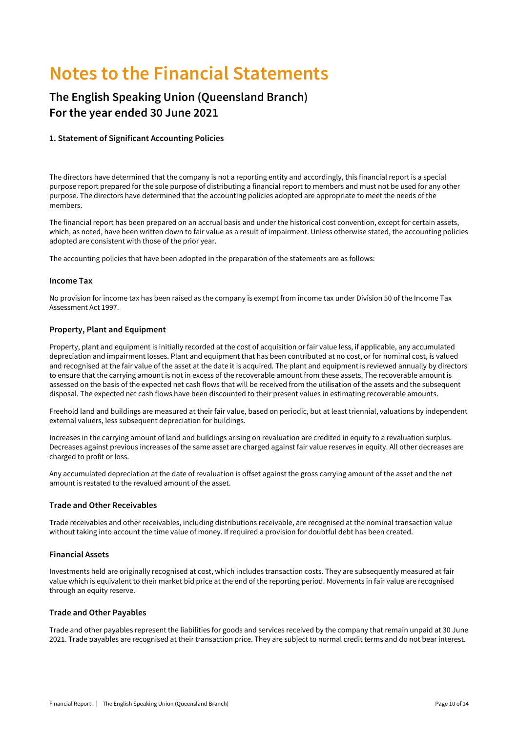# Notes to the Financial Statements

## The English Speaking Union (Queensland Branch)
## For the year ended 30 June 2021

#### 1. Statement of Significant Accounting Policies

The directors have determined that the company is not a reporting entity and accordingly, this financial report is a special purpose report prepared for the sole purpose of distributing a financial report to members and must not be used for any other purpose. The directors have determined that the accounting policies adopted are appropriate to meet the needs of the members.

The financial report has been prepared on an accrual basis and under the historical cost convention, except for certain assets, which, as noted, have been written down to fair value as a result of impairment. Unless otherwise stated, the accounting policies adopted are consistent with those of the prior year.

The accounting policies that have been adopted in the preparation of the statements are as follows:

### Income Tax

No provision for income tax has been raised as the company is exempt from income tax under Division 50 of the Income Tax Assessment Act 1997.

### Property, Plant and Equipment

Property, plant and equipment is initially recorded at the cost of acquisition or fair value less, if applicable, any accumulated depreciation and impairment losses. Plant and equipment that has been contributed at no cost, or for nominal cost, is valued and recognised at the fair value of the asset at the date it is acquired. The plant and equipment is reviewed annually by directors to ensure that the carrying amount is not in excess of the recoverable amount from these assets. The recoverable amount is assessed on the basis of the expected net cash flows that will be received from the utilisation of the assets and the subsequent disposal. The expected net cash flows have been discounted to their present values in estimating recoverable amounts.

Freehold land and buildings are measured at their fair value, based on periodic, but at least triennial, valuations by independent external valuers, less subsequent depreciation for buildings.

Increases in the carrying amount of land and buildings arising on revaluation are credited in equity to a revaluation surplus. Decreases against previous increases of the same asset are charged against fair value reserves in equity. All other decreases are charged to profit or loss.

Any accumulated depreciation at the date of revaluation is offset against the gross carrying amount of the asset and the net amount is restated to the revalued amount of the asset.

### Trade and Other Receivables

Trade receivables and other receivables, including distributions receivable, are recognised at the nominal transaction value without taking into account the time value of money. If required a provision for doubtful debt has been created.

### Financial Assets

Investments held are originally recognised at cost, which includes transaction costs. They are subsequently measured at fair value which is equivalent to their market bid price at the end of the reporting period. Movements in fair value are recognised through an equity reserve.

### Trade and Other Payables

Trade and other payables represent the liabilities for goods and services received by the company that remain unpaid at 30 June 2021. Trade payables are recognised at their transaction price. They are subject to normal credit terms and do not bear interest.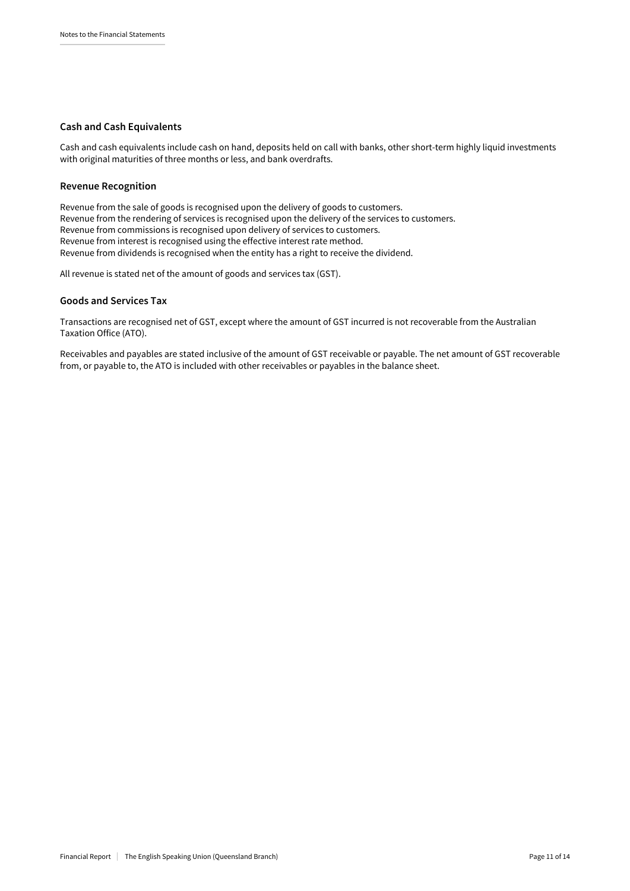### Cash and Cash Equivalents

Cash and cash equivalents include cash on hand, deposits held on call with banks, other short-term highly liquid investments with original maturities of three months or less, and bank overdrafts.

### Revenue Recognition

Revenue from the sale of goods is recognised upon the delivery of goods to customers.
Revenue from the rendering of services is recognised upon the delivery of the services to customers.
Revenue from commissions is recognised upon delivery of services to customers.
Revenue from interest is recognised using the effective interest rate method.
Revenue from dividends is recognised when the entity has a right to receive the dividend.

All revenue is stated net of the amount of goods and services tax (GST).

### Goods and Services Tax

Transactions are recognised net of GST, except where the amount of GST incurred is not recoverable from the Australian Taxation Office (ATO).

Receivables and payables are stated inclusive of the amount of GST receivable or payable. The net amount of GST recoverable from, or payable to, the ATO is included with other receivables or payables in the balance sheet.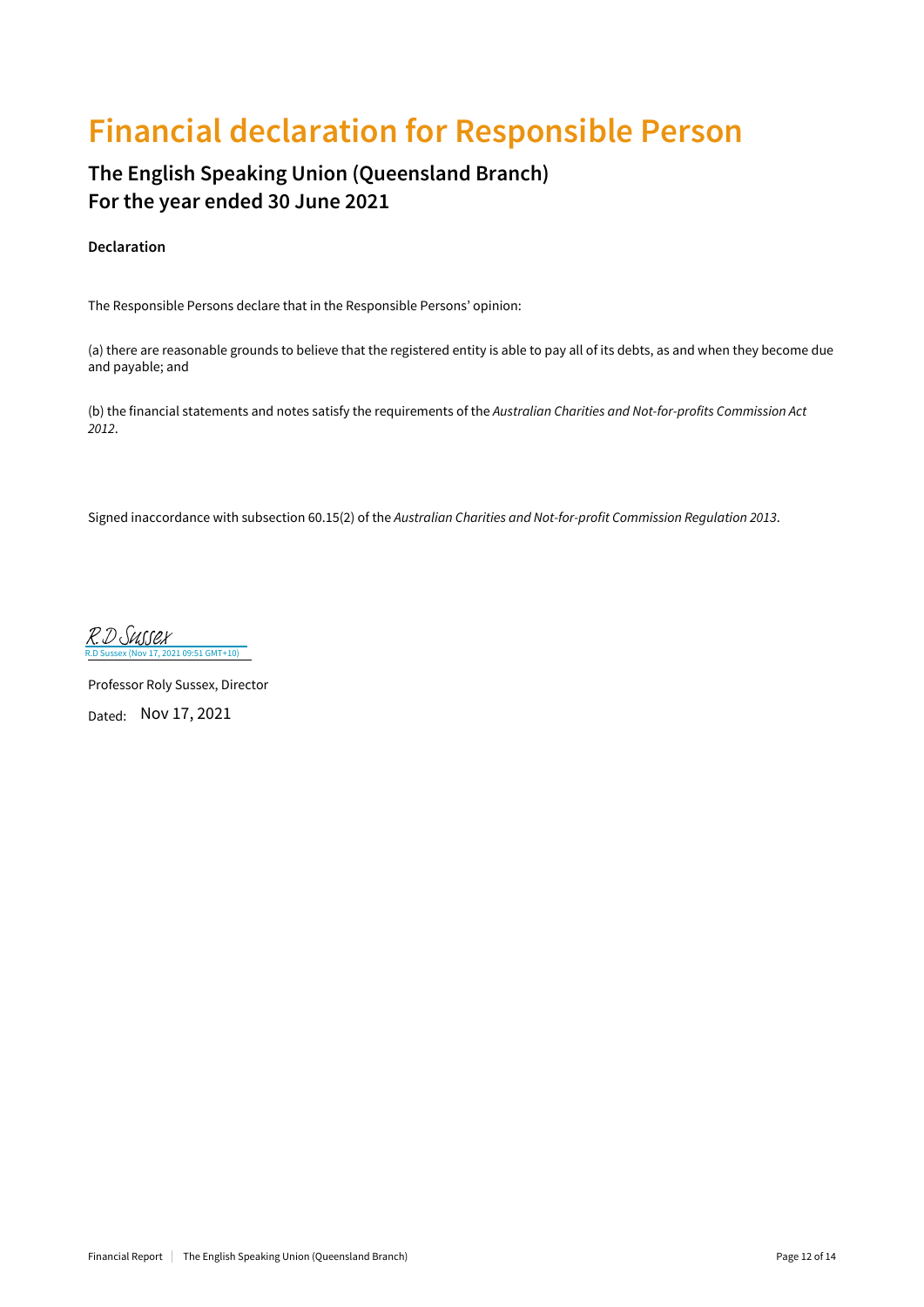# Financial declaration for Responsible Person

## The English Speaking Union (Queensland Branch)
## For the year ended 30 June 2021

**Declaration**

The Responsible Persons declare that in the Responsible Persons' opinion:

(a) there are reasonable grounds to believe that the registered entity is able to pay all of its debts, as and when they become due and payable; and

(b) the financial statements and notes satisfy the requirements of the *Australian Charities and Not-for-profits Commission Act 2012*.

Signed inaccordance with subsection 60.15(2) of the *Australian Charities and Not-for-profit Commission Regulation 2013*.

R.D Sussex
R.D Sussex (Nov 17, 2021 09:51 GMT+10)

Professor Roly Sussex, Director

Dated: Nov 17, 2021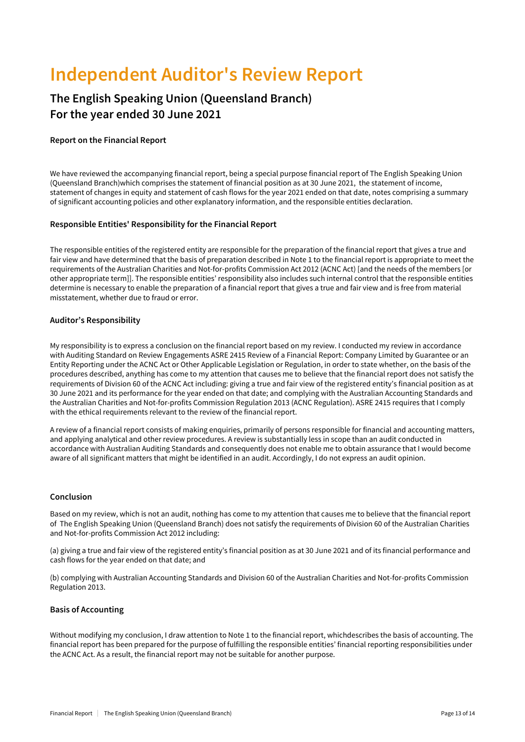# Independent Auditor's Review Report

## The English Speaking Union (Queensland Branch)
## For the year ended 30 June 2021

**Report on the Financial Report**

We have reviewed the accompanying financial report, being a special purpose financial report of The English Speaking Union (Queensland Branch)which comprises the statement of financial position as at 30 June 2021, the statement of income, statement of changes in equity and statement of cash flows for the year 2021 ended on that date, notes comprising a summary of significant accounting policies and other explanatory information, and the responsible entities declaration.

**Responsible Entities' Responsibility for the Financial Report**

The responsible entities of the registered entity are responsible for the preparation of the financial report that gives a true and fair view and have determined that the basis of preparation described in Note 1 to the financial report is appropriate to meet the requirements of the Australian Charities and Not-for-profits Commission Act 2012 (ACNC Act) [and the needs of the members [or other appropriate term]]. The responsible entities' responsibility also includes such internal control that the responsible entities determine is necessary to enable the preparation of a financial report that gives a true and fair view and is free from material misstatement, whether due to fraud or error.

**Auditor's Responsibility**

My responsibility is to express a conclusion on the financial report based on my review. I conducted my review in accordance with Auditing Standard on Review Engagements ASRE 2415 Review of a Financial Report: Company Limited by Guarantee or an Entity Reporting under the ACNC Act or Other Applicable Legislation or Regulation, in order to state whether, on the basis of the procedures described, anything has come to my attention that causes me to believe that the financial report does not satisfy the requirements of Division 60 of the ACNC Act including: giving a true and fair view of the registered entity's financial position as at 30 June 2021 and its performance for the year ended on that date; and complying with the Australian Accounting Standards and the Australian Charities and Not-for-profits Commission Regulation 2013 (ACNC Regulation). ASRE 2415 requires that I comply with the ethical requirements relevant to the review of the financial report.

A review of a financial report consists of making enquiries, primarily of persons responsible for financial and accounting matters, and applying analytical and other review procedures. A review is substantially less in scope than an audit conducted in accordance with Australian Auditing Standards and consequently does not enable me to obtain assurance that I would become aware of all significant matters that might be identified in an audit. Accordingly, I do not express an audit opinion.

**Conclusion**

Based on my review, which is not an audit, nothing has come to my attention that causes me to believe that the financial report of The English Speaking Union (Queensland Branch) does not satisfy the requirements of Division 60 of the Australian Charities and Not-for-profits Commission Act 2012 including:

(a) giving a true and fair view of the registered entity's financial position as at 30 June 2021 and of its financial performance and cash flows for the year ended on that date; and

(b) complying with Australian Accounting Standards and Division 60 of the Australian Charities and Not-for-profits Commission Regulation 2013.

**Basis of Accounting**

Without modifying my conclusion, I draw attention to Note 1 to the financial report, whichdescribes the basis of accounting. The financial report has been prepared for the purpose of fulfilling the responsible entities' financial reporting responsibilities under the ACNC Act. As a result, the financial report may not be suitable for another purpose.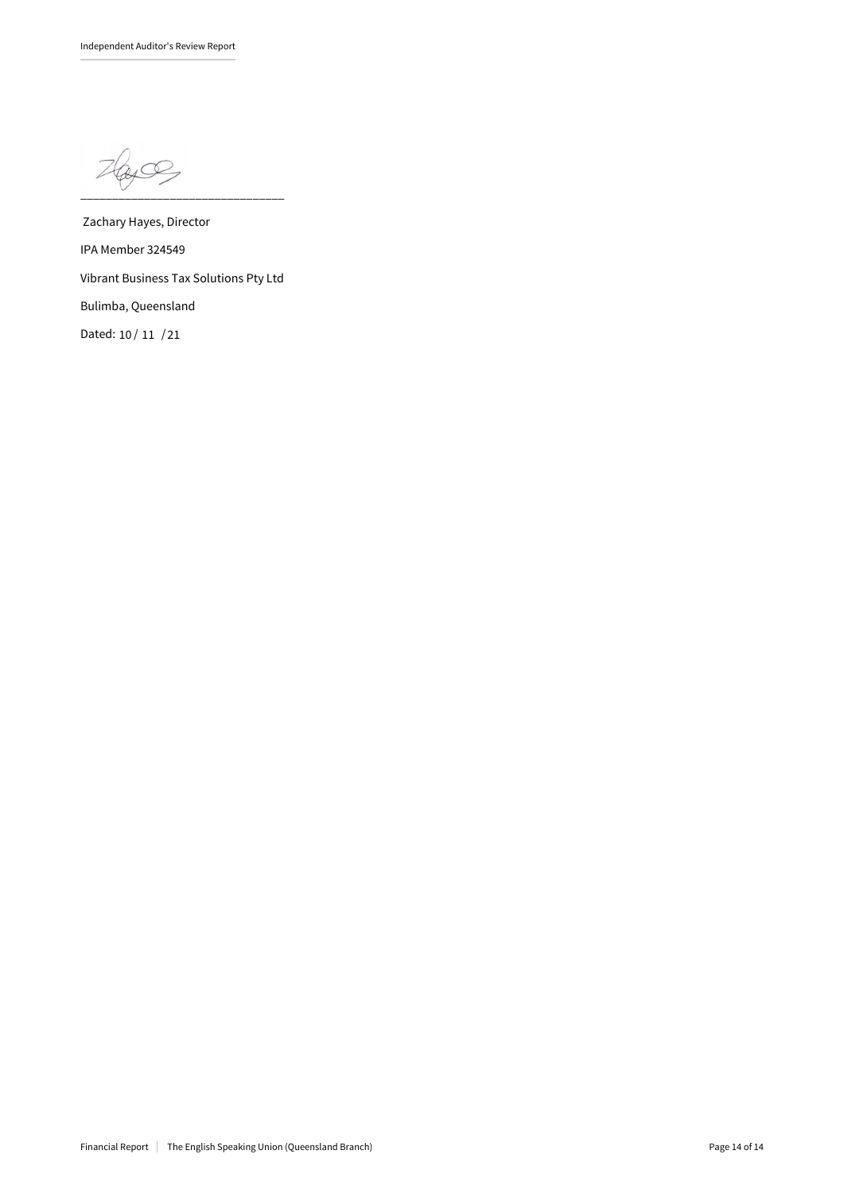\_\_\_\_\_\_\_\_\_\_\_\_\_\_\_\_\_\_\_\_\_\_\_\_\_\_\_\_\_\_\_\_\_\_\_

Zachary Hayes, Director

IPA Member 324549

Vibrant Business Tax Solutions Pty Ltd

Bulimba, Queensland

Dated: 10 / 11 / 21